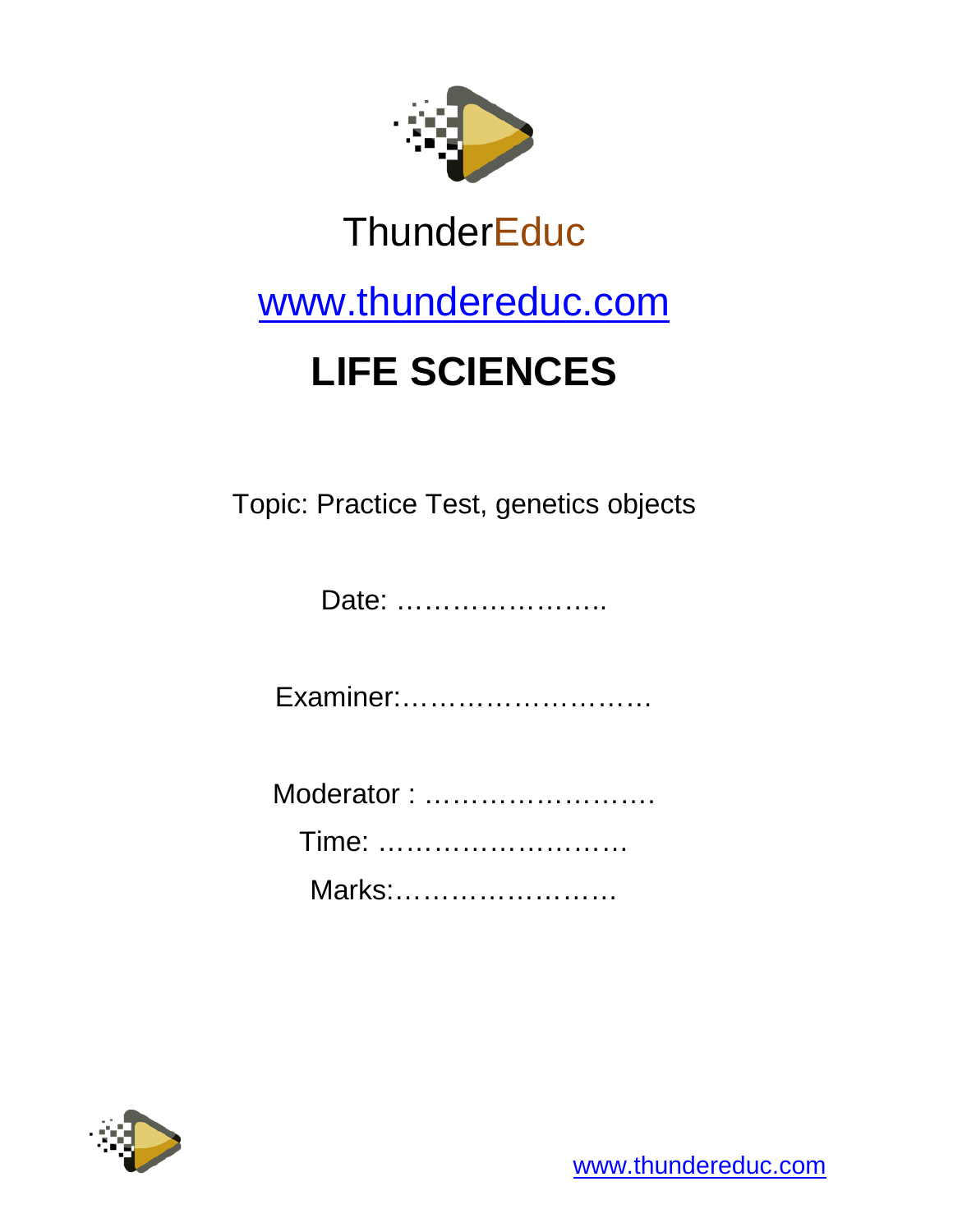ThunderEduc

www.thundereduc.com

# LIFE SCIENCES

Topic: Practice Test, genetics objects

Date: …………………..

Examiner:………………………

Moderator : …………………….

Time: ………………………

Marks:……………………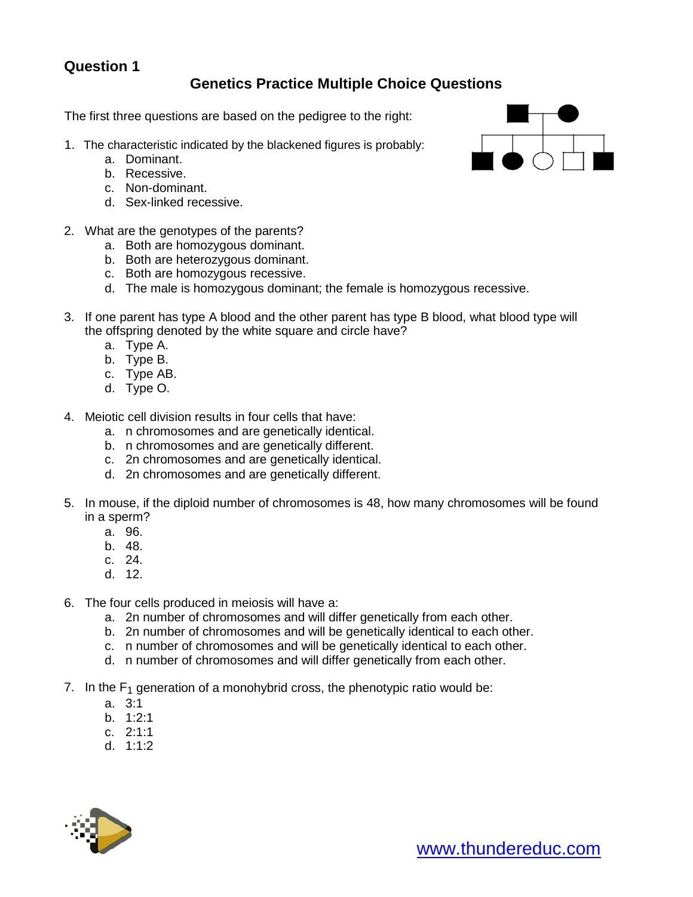## Question 1

### Genetics Practice Multiple Choice Questions

The first three questions are based on the pedigree to the right:

1. The characteristic indicated by the blackened figures is probably:
   a. Dominant.
   b. Recessive.
   c. Non-dominant.
   d. Sex-linked recessive.

2. What are the genotypes of the parents?
   a. Both are homozygous dominant.
   b. Both are heterozygous dominant.
   c. Both are homozygous recessive.
   d. The male is homozygous dominant; the female is homozygous recessive.

3. If one parent has type A blood and the other parent has type B blood, what blood type will the offspring denoted by the white square and circle have?
   a. Type A.
   b. Type B.
   c. Type AB.
   d. Type O.

4. Meiotic cell division results in four cells that have:
   a. n chromosomes and are genetically identical.
   b. n chromosomes and are genetically different.
   c. 2n chromosomes and are genetically identical.
   d. 2n chromosomes and are genetically different.

5. In mouse, if the diploid number of chromosomes is 48, how many chromosomes will be found in a sperm?
   a. 96.
   b. 48.
   c. 24.
   d. 12.

6. The four cells produced in meiosis will have a:
   a. 2n number of chromosomes and will differ genetically from each other.
   b. 2n number of chromosomes and will be genetically identical to each other.
   c. n number of chromosomes and will be genetically identical to each other.
   d. n number of chromosomes and will differ genetically from each other.

7. In the $F_1$ generation of a monohybrid cross, the phenotypic ratio would be:
   a. 3:1
   b. 1:2:1
   c. 2:1:1
   d. 1:1:2

www.thundereduc.com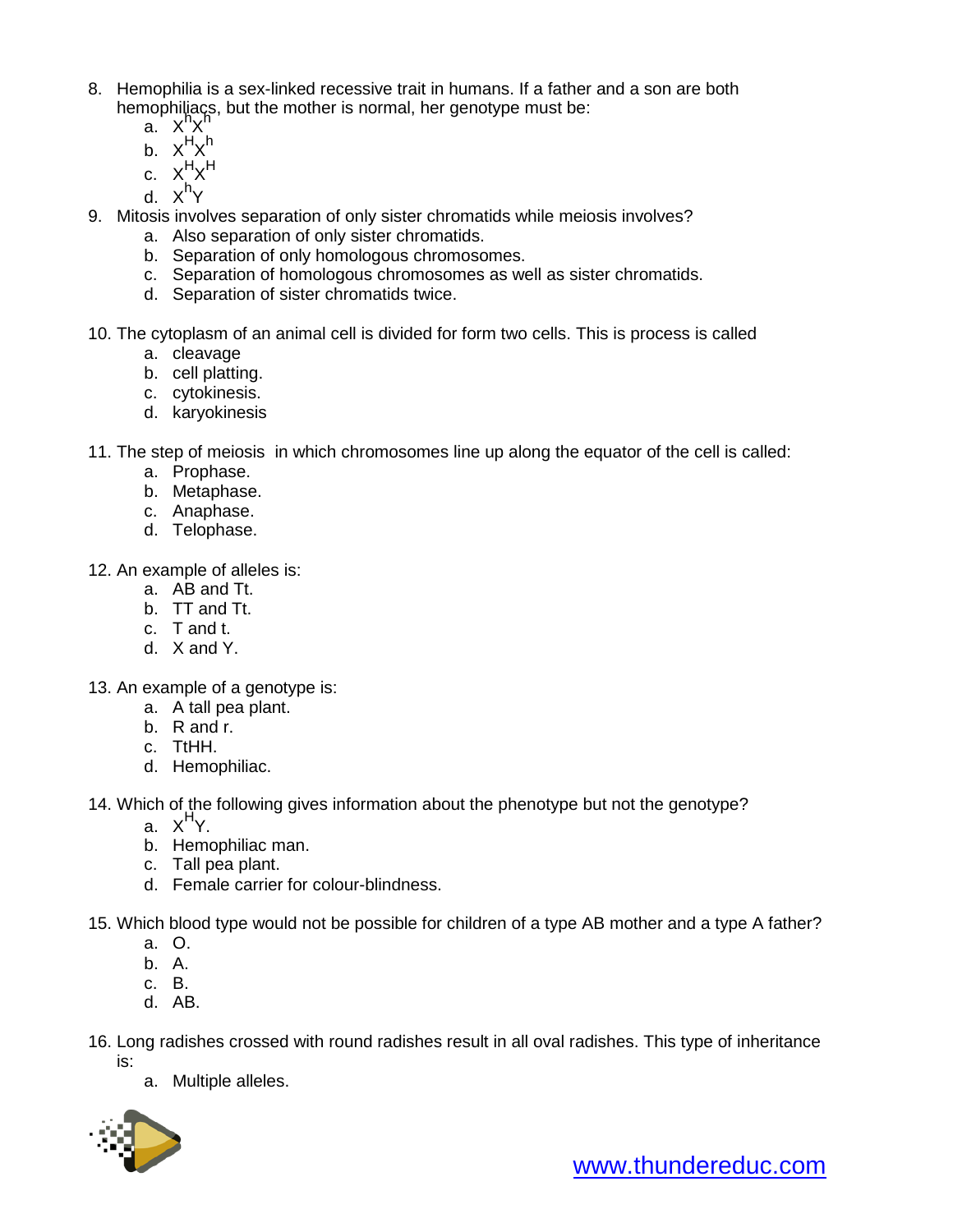8. Hemophilia is a sex-linked recessive trait in humans. If a father and a son are both hemophiliacs, but the mother is normal, her genotype must be:
   a. $X^hX^h$
   b. $X^HX^h$
   c. $X^HX^H$
   d. $X^hY$
9. Mitosis involves separation of only sister chromatids while meiosis involves?
   a. Also separation of only sister chromatids.
   b. Separation of only homologous chromosomes.
   c. Separation of homologous chromosomes as well as sister chromatids.
   d. Separation of sister chromatids twice.

10. The cytoplasm of an animal cell is divided for form two cells. This is process is called
    a. cleavage
    b. cell platting.
    c. cytokinesis.
    d. karyokinesis

11. The step of meiosis in which chromosomes line up along the equator of the cell is called:
    a. Prophase.
    b. Metaphase.
    c. Anaphase.
    d. Telophase.

12. An example of alleles is:
    a. AB and Tt.
    b. TT and Tt.
    c. T and t.
    d. X and Y.

13. An example of a genotype is:
    a. A tall pea plant.
    b. R and r.
    c. TtHH.
    d. Hemophiliac.

14. Which of the following gives information about the phenotype but not the genotype?
    a. $X^HY$.
    b. Hemophiliac man.
    c. Tall pea plant.
    d. Female carrier for colour-blindness.

15. Which blood type would not be possible for children of a type AB mother and a type A father?
    a. O.
    b. A.
    c. B.
    d. AB.

16. Long radishes crossed with round radishes result in all oval radishes. This type of inheritance is:
    a. Multiple alleles.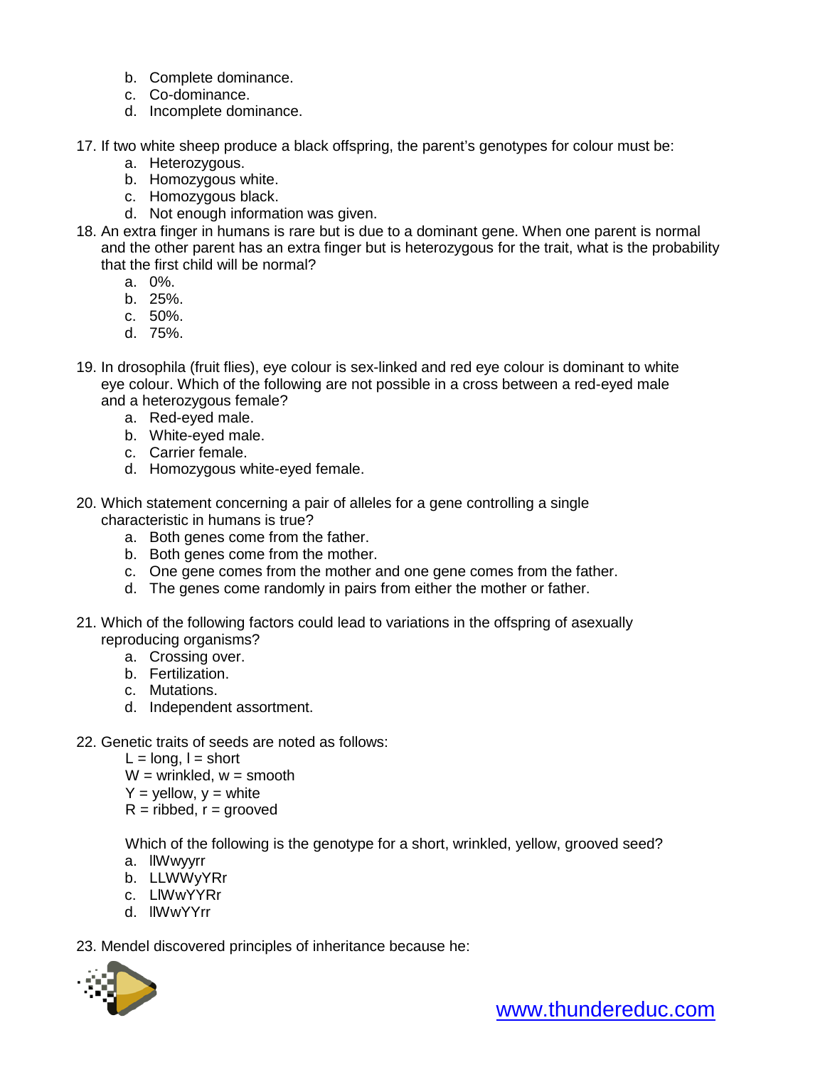b. Complete dominance.
c. Co-dominance.
d. Incomplete dominance.

17. If two white sheep produce a black offspring, the parent's genotypes for colour must be:
    a. Heterozygous.
    b. Homozygous white.
    c. Homozygous black.
    d. Not enough information was given.

18. An extra finger in humans is rare but is due to a dominant gene. When one parent is normal and the other parent has an extra finger but is heterozygous for the trait, what is the probability that the first child will be normal?
    a. 0%.
    b. 25%.
    c. 50%.
    d. 75%.

19. In drosophila (fruit flies), eye colour is sex-linked and red eye colour is dominant to white eye colour. Which of the following are not possible in a cross between a red-eyed male and a heterozygous female?
    a. Red-eyed male.
    b. White-eyed male.
    c. Carrier female.
    d. Homozygous white-eyed female.

20. Which statement concerning a pair of alleles for a gene controlling a single characteristic in humans is true?
    a. Both genes come from the father.
    b. Both genes come from the mother.
    c. One gene comes from the mother and one gene comes from the father.
    d. The genes come randomly in pairs from either the mother or father.

21. Which of the following factors could lead to variations in the offspring of asexually reproducing organisms?
    a. Crossing over.
    b. Fertilization.
    c. Mutations.
    d. Independent assortment.

22. Genetic traits of seeds are noted as follows:
    L = long, l = short
    W = wrinkled, w = smooth
    Y = yellow, y = white
    R = ribbed, r = grooved

    Which of the following is the genotype for a short, wrinkled, yellow, grooved seed?
    a. llWwyyrr
    b. LLWWyYRr
    c. LlWwYYRr
    d. llWwYYrr

23. Mendel discovered principles of inheritance because he: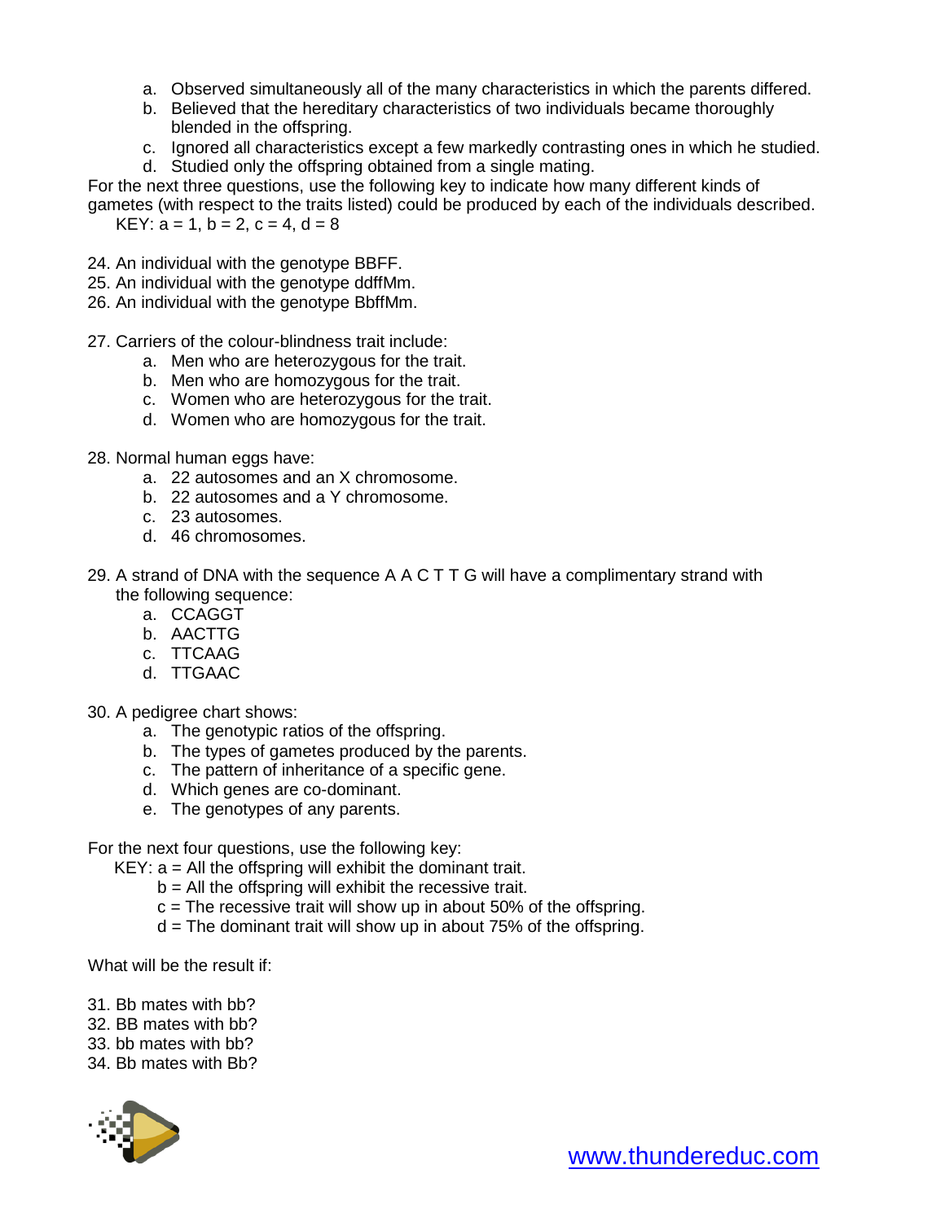a. Observed simultaneously all of the many characteristics in which the parents differed.
b. Believed that the hereditary characteristics of two individuals became thoroughly blended in the offspring.
c. Ignored all characteristics except a few markedly contrasting ones in which he studied.
d. Studied only the offspring obtained from a single mating.

For the next three questions, use the following key to indicate how many different kinds of gametes (with respect to the traits listed) could be produced by each of the individuals described.

KEY: a = 1, b = 2, c = 4, d = 8

24. An individual with the genotype BBFF.
25. An individual with the genotype ddffMm.
26. An individual with the genotype BbffMm.

27. Carriers of the colour-blindness trait include:
    a. Men who are heterozygous for the trait.
    b. Men who are homozygous for the trait.
    c. Women who are heterozygous for the trait.
    d. Women who are homozygous for the trait.

28. Normal human eggs have:
    a. 22 autosomes and an X chromosome.
    b. 22 autosomes and a Y chromosome.
    c. 23 autosomes.
    d. 46 chromosomes.

29. A strand of DNA with the sequence A A C T T G will have a complimentary strand with the following sequence:
    a. CCAGGT
    b. AACTTG
    c. TTCAAG
    d. TTGAAC

30. A pedigree chart shows:
    a. The genotypic ratios of the offspring.
    b. The types of gametes produced by the parents.
    c. The pattern of inheritance of a specific gene.
    d. Which genes are co-dominant.
    e. The genotypes of any parents.

For the next four questions, use the following key:

KEY: a = All the offspring will exhibit the dominant trait.
b = All the offspring will exhibit the recessive trait.
c = The recessive trait will show up in about 50% of the offspring.
d = The dominant trait will show up in about 75% of the offspring.

What will be the result if:

31. Bb mates with bb?
32. BB mates with bb?
33. bb mates with bb?
34. Bb mates with Bb?

www.thundereduc.com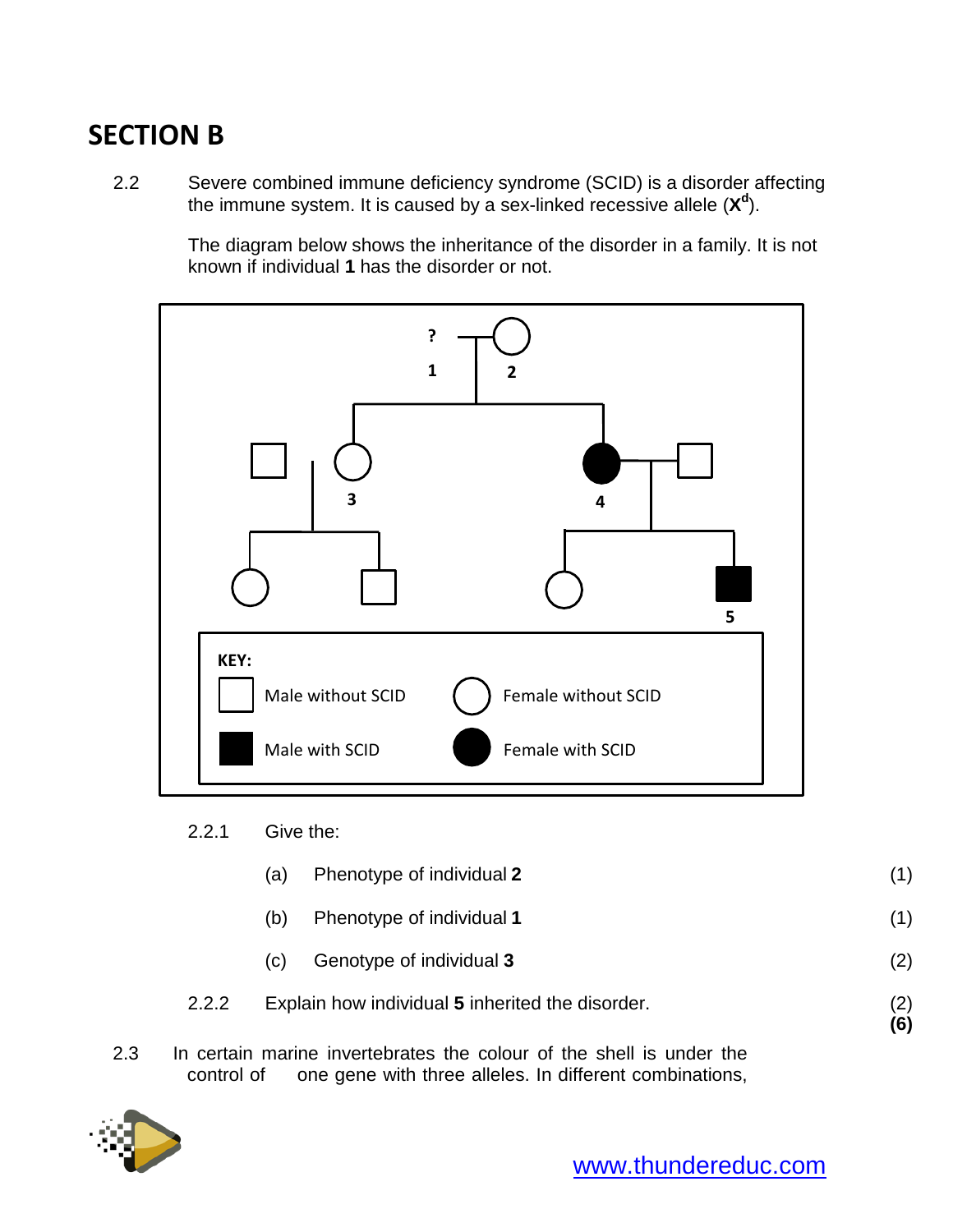# SECTION B

2.2 Severe combined immune deficiency syndrome (SCID) is a disorder affecting the immune system. It is caused by a sex-linked recessive allele ($X^d$).

The diagram below shows the inheritance of the disorder in a family. It is not known if individual **1** has the disorder or not.

2.2.1 Give the:

(a) Phenotype of individual **2** (1)

(b) Phenotype of individual **1** (1)

(c) Genotype of individual **3** (2)

2.2.2 Explain how individual **5** inherited the disorder. (2)
**(6)**

2.3 In certain marine invertebrates the colour of the shell is under the control of one gene with three alleles. In different combinations,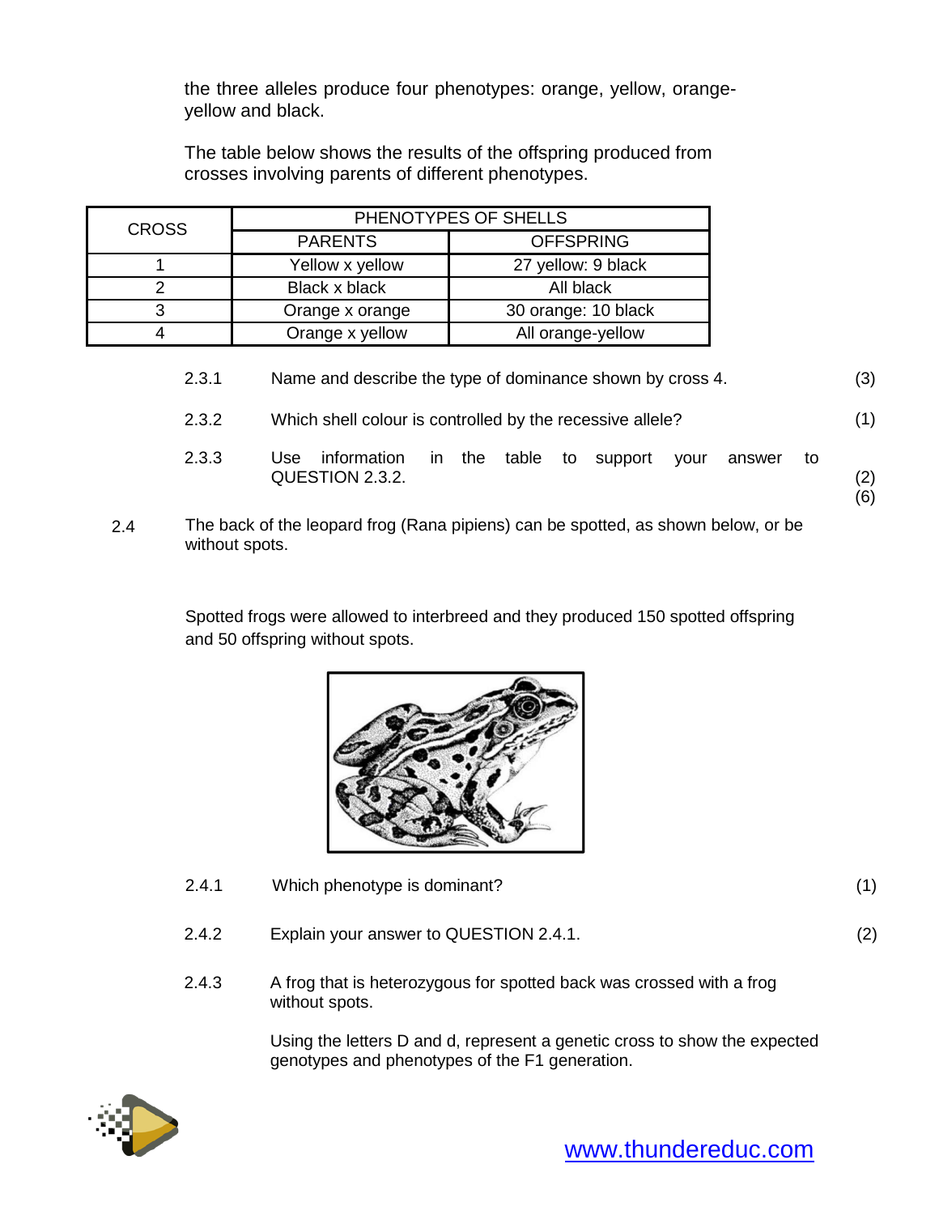the three alleles produce four phenotypes: orange, yellow, orange-yellow and black.

The table below shows the results of the offspring produced from crosses involving parents of different phenotypes.

| CROSS | PHENOTYPES OF SHELLS | |
|---|---|---|
| | PARENTS | OFFSPRING |
| 1 | Yellow x yellow | 27 yellow: 9 black |
| 2 | Black x black | All black |
| 3 | Orange x orange | 30 orange: 10 black |
| 4 | Orange x yellow | All orange-yellow |

2.3.1 Name and describe the type of dominance shown by cross 4. (3)

2.3.2 Which shell colour is controlled by the recessive allele? (1)

2.3.3 Use information in the table to support your answer to QUESTION 2.3.2. (2)
(6)

2.4 The back of the leopard frog (Rana pipiens) can be spotted, as shown below, or be without spots.

Spotted frogs were allowed to interbreed and they produced 150 spotted offspring and 50 offspring without spots.

2.4.1 Which phenotype is dominant? (1)

2.4.2 Explain your answer to QUESTION 2.4.1. (2)

2.4.3 A frog that is heterozygous for spotted back was crossed with a frog without spots.

Using the letters D and d, represent a genetic cross to show the expected genotypes and phenotypes of the F1 generation.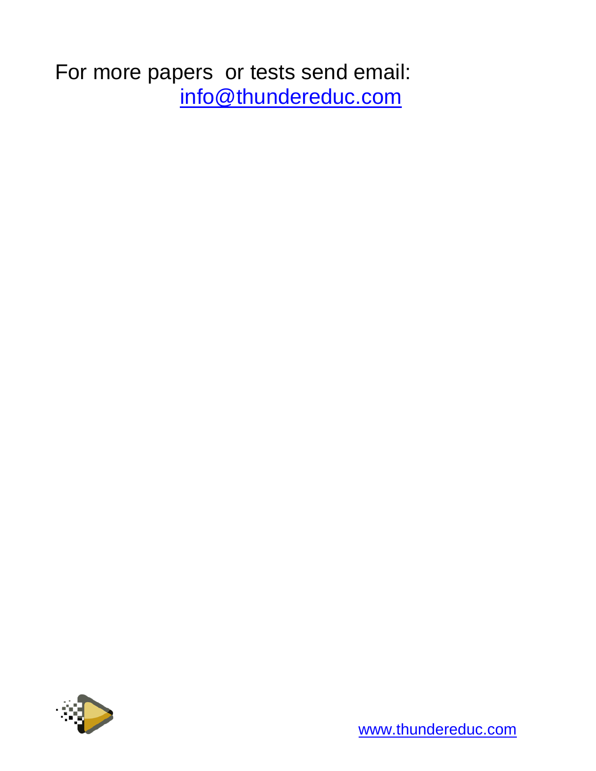For more papers or tests send email:

info@thundereduc.com

www.thundereduc.com